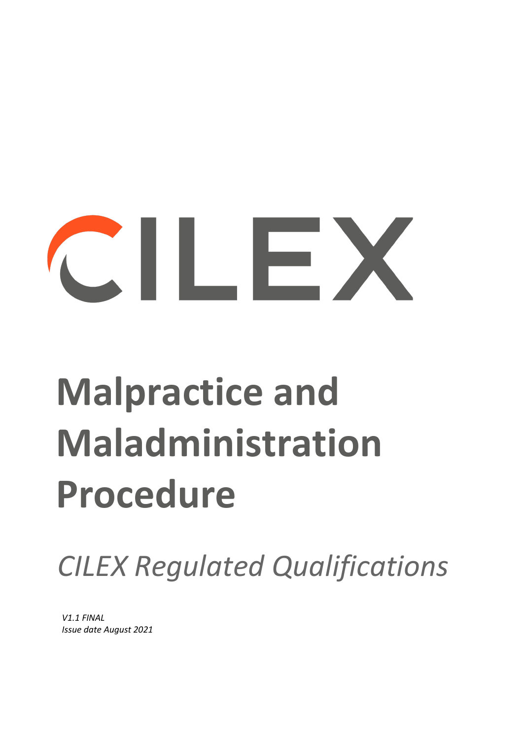CILEX

# Malpractice and Maladministration Procedure

*CILEX Regulated Qualifications*

*V1.1 FINAL*
*Issue date August 2021*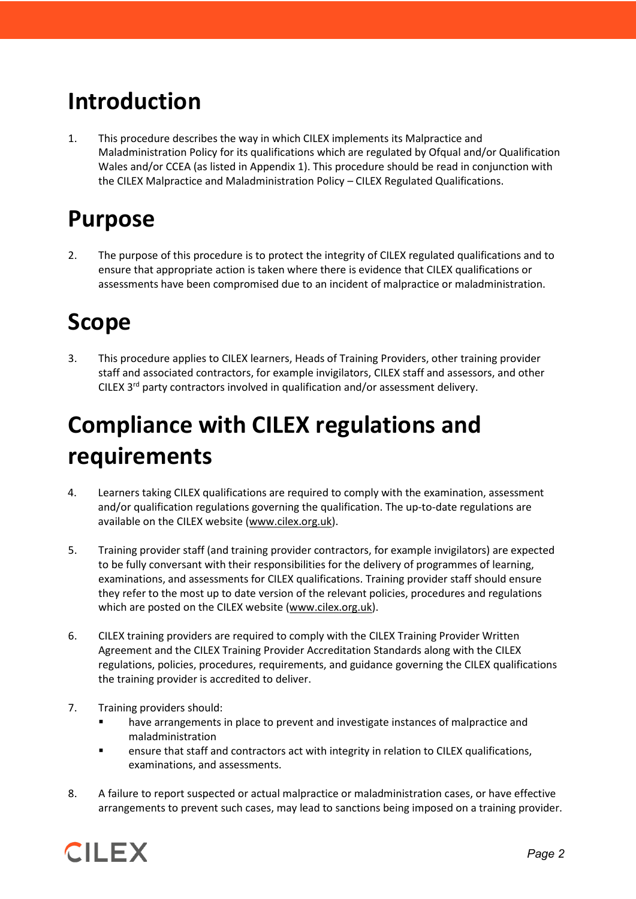# Introduction

1. This procedure describes the way in which CILEX implements its Malpractice and Maladministration Policy for its qualifications which are regulated by Ofqual and/or Qualification Wales and/or CCEA (as listed in Appendix 1). This procedure should be read in conjunction with the CILEX Malpractice and Maladministration Policy – CILEX Regulated Qualifications.

# Purpose

2. The purpose of this procedure is to protect the integrity of CILEX regulated qualifications and to ensure that appropriate action is taken where there is evidence that CILEX qualifications or assessments have been compromised due to an incident of malpractice or maladministration.

# Scope

3. This procedure applies to CILEX learners, Heads of Training Providers, other training provider staff and associated contractors, for example invigilators, CILEX staff and assessors, and other CILEX 3rd party contractors involved in qualification and/or assessment delivery.

# Compliance with CILEX regulations and requirements

4. Learners taking CILEX qualifications are required to comply with the examination, assessment and/or qualification regulations governing the qualification. The up-to-date regulations are available on the CILEX website (www.cilex.org.uk).

5. Training provider staff (and training provider contractors, for example invigilators) are expected to be fully conversant with their responsibilities for the delivery of programmes of learning, examinations, and assessments for CILEX qualifications. Training provider staff should ensure they refer to the most up to date version of the relevant policies, procedures and regulations which are posted on the CILEX website (www.cilex.org.uk).

6. CILEX training providers are required to comply with the CILEX Training Provider Written Agreement and the CILEX Training Provider Accreditation Standards along with the CILEX regulations, policies, procedures, requirements, and guidance governing the CILEX qualifications the training provider is accredited to deliver.

7. Training providers should:
   - have arrangements in place to prevent and investigate instances of malpractice and maladministration
   - ensure that staff and contractors act with integrity in relation to CILEX qualifications, examinations, and assessments.

8. A failure to report suspected or actual malpractice or maladministration cases, or have effective arrangements to prevent such cases, may lead to sanctions being imposed on a training provider.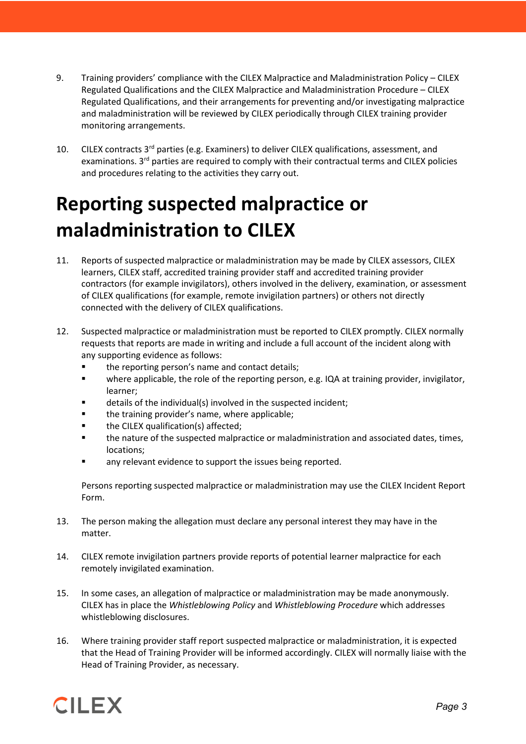9. Training providers' compliance with the CILEX Malpractice and Maladministration Policy – CILEX Regulated Qualifications and the CILEX Malpractice and Maladministration Procedure – CILEX Regulated Qualifications, and their arrangements for preventing and/or investigating malpractice and maladministration will be reviewed by CILEX periodically through CILEX training provider monitoring arrangements.

10. CILEX contracts 3rd parties (e.g. Examiners) to deliver CILEX qualifications, assessment, and examinations. 3rd parties are required to comply with their contractual terms and CILEX policies and procedures relating to the activities they carry out.

# Reporting suspected malpractice or maladministration to CILEX

11. Reports of suspected malpractice or maladministration may be made by CILEX assessors, CILEX learners, CILEX staff, accredited training provider staff and accredited training provider contractors (for example invigilators), others involved in the delivery, examination, or assessment of CILEX qualifications (for example, remote invigilation partners) or others not directly connected with the delivery of CILEX qualifications.

12. Suspected malpractice or maladministration must be reported to CILEX promptly. CILEX normally requests that reports are made in writing and include a full account of the incident along with any supporting evidence as follows:
    - the reporting person's name and contact details;
    - where applicable, the role of the reporting person, e.g. IQA at training provider, invigilator, learner;
    - details of the individual(s) involved in the suspected incident;
    - the training provider's name, where applicable;
    - the CILEX qualification(s) affected;
    - the nature of the suspected malpractice or maladministration and associated dates, times, locations;
    - any relevant evidence to support the issues being reported.

    Persons reporting suspected malpractice or maladministration may use the CILEX Incident Report Form.

13. The person making the allegation must declare any personal interest they may have in the matter.

14. CILEX remote invigilation partners provide reports of potential learner malpractice for each remotely invigilated examination.

15. In some cases, an allegation of malpractice or maladministration may be made anonymously. CILEX has in place the *Whistleblowing Policy* and *Whistleblowing Procedure* which addresses whistleblowing disclosures.

16. Where training provider staff report suspected malpractice or maladministration, it is expected that the Head of Training Provider will be informed accordingly. CILEX will normally liaise with the Head of Training Provider, as necessary.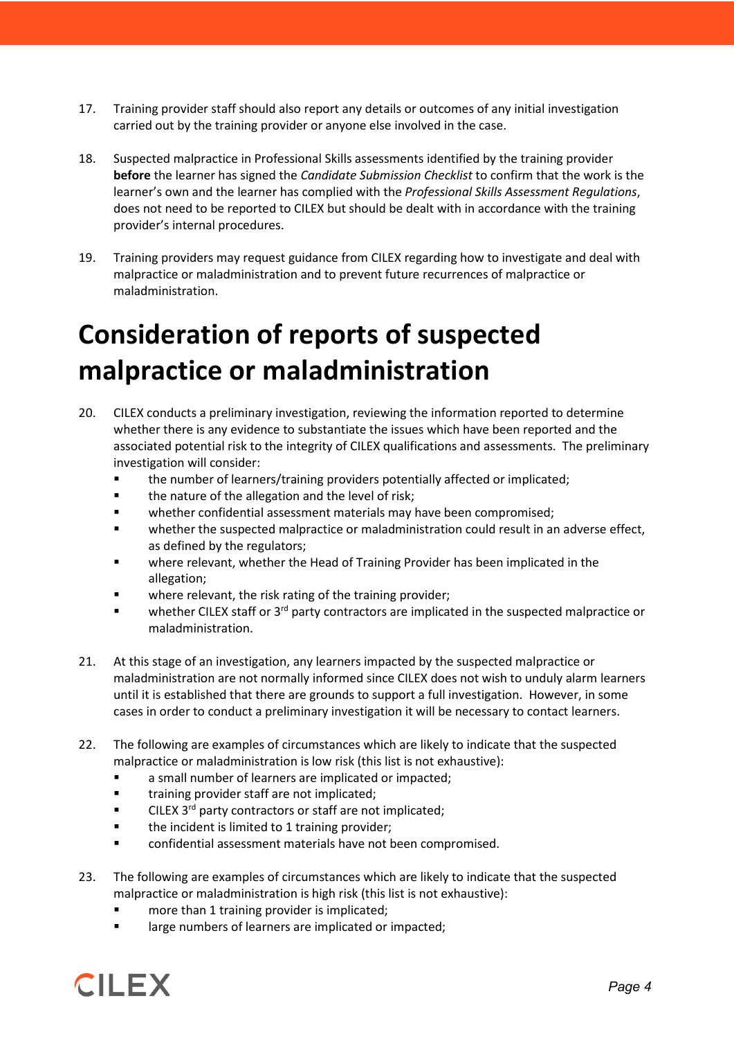17. Training provider staff should also report any details or outcomes of any initial investigation carried out by the training provider or anyone else involved in the case.

18. Suspected malpractice in Professional Skills assessments identified by the training provider **before** the learner has signed the *Candidate Submission Checklist* to confirm that the work is the learner's own and the learner has complied with the *Professional Skills Assessment Regulations*, does not need to be reported to CILEX but should be dealt with in accordance with the training provider's internal procedures.

19. Training providers may request guidance from CILEX regarding how to investigate and deal with malpractice or maladministration and to prevent future recurrences of malpractice or maladministration.

# Consideration of reports of suspected malpractice or maladministration

20. CILEX conducts a preliminary investigation, reviewing the information reported to determine whether there is any evidence to substantiate the issues which have been reported and the associated potential risk to the integrity of CILEX qualifications and assessments. The preliminary investigation will consider:
    - the number of learners/training providers potentially affected or implicated;
    - the nature of the allegation and the level of risk;
    - whether confidential assessment materials may have been compromised;
    - whether the suspected malpractice or maladministration could result in an adverse effect, as defined by the regulators;
    - where relevant, whether the Head of Training Provider has been implicated in the allegation;
    - where relevant, the risk rating of the training provider;
    - whether CILEX staff or 3rd party contractors are implicated in the suspected malpractice or maladministration.

21. At this stage of an investigation, any learners impacted by the suspected malpractice or maladministration are not normally informed since CILEX does not wish to unduly alarm learners until it is established that there are grounds to support a full investigation. However, in some cases in order to conduct a preliminary investigation it will be necessary to contact learners.

22. The following are examples of circumstances which are likely to indicate that the suspected malpractice or maladministration is low risk (this list is not exhaustive):
    - a small number of learners are implicated or impacted;
    - training provider staff are not implicated;
    - CILEX 3rd party contractors or staff are not implicated;
    - the incident is limited to 1 training provider;
    - confidential assessment materials have not been compromised.

23. The following are examples of circumstances which are likely to indicate that the suspected malpractice or maladministration is high risk (this list is not exhaustive):
    - more than 1 training provider is implicated;
    - large numbers of learners are implicated or impacted;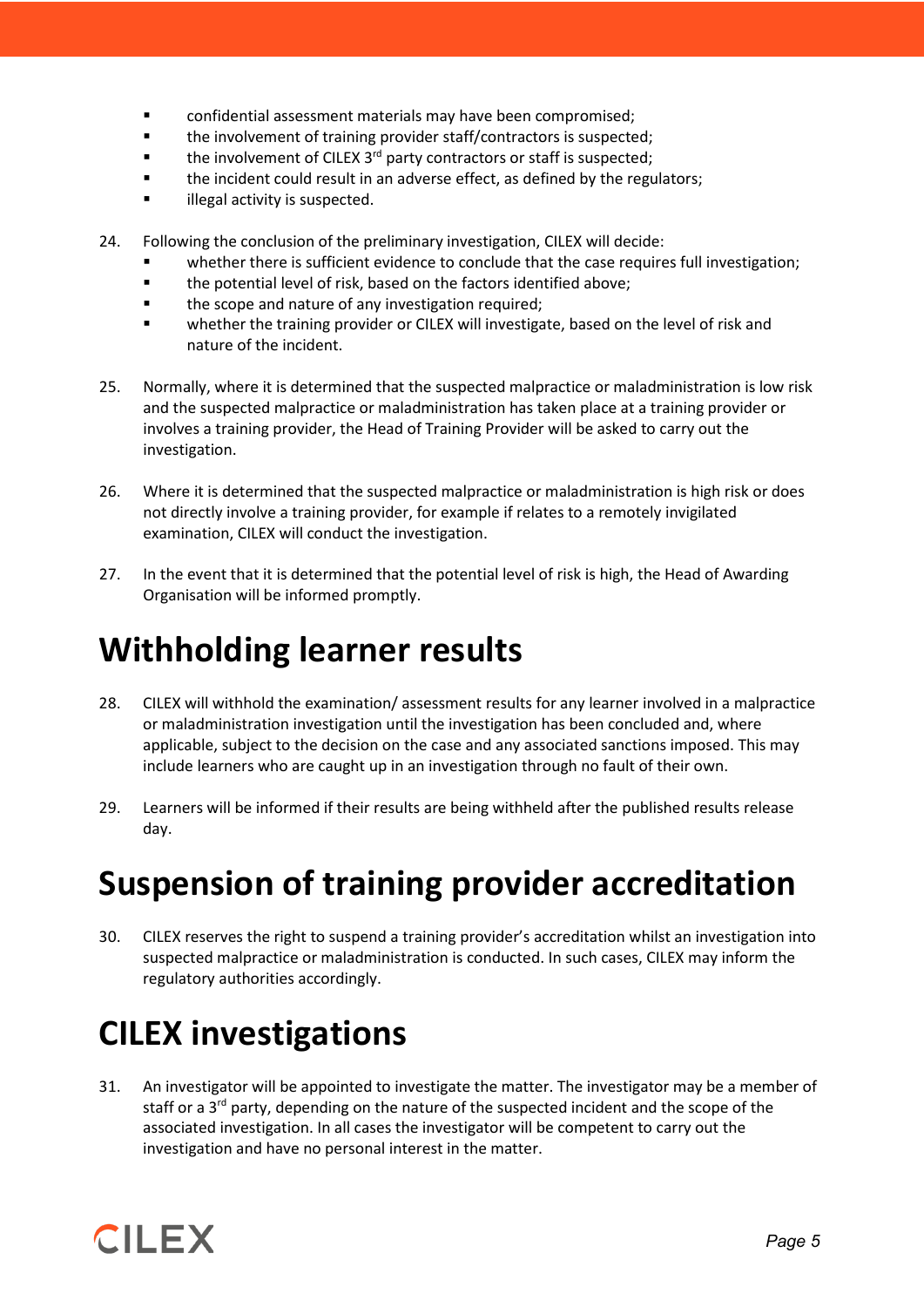- confidential assessment materials may have been compromised;
- the involvement of training provider staff/contractors is suspected;
- the involvement of CILEX 3rd party contractors or staff is suspected;
- the incident could result in an adverse effect, as defined by the regulators;
- illegal activity is suspected.

24. Following the conclusion of the preliminary investigation, CILEX will decide:
    - whether there is sufficient evidence to conclude that the case requires full investigation;
    - the potential level of risk, based on the factors identified above;
    - the scope and nature of any investigation required;
    - whether the training provider or CILEX will investigate, based on the level of risk and nature of the incident.

25. Normally, where it is determined that the suspected malpractice or maladministration is low risk and the suspected malpractice or maladministration has taken place at a training provider or involves a training provider, the Head of Training Provider will be asked to carry out the investigation.

26. Where it is determined that the suspected malpractice or maladministration is high risk or does not directly involve a training provider, for example if relates to a remotely invigilated examination, CILEX will conduct the investigation.

27. In the event that it is determined that the potential level of risk is high, the Head of Awarding Organisation will be informed promptly.

# Withholding learner results

28. CILEX will withhold the examination/ assessment results for any learner involved in a malpractice or maladministration investigation until the investigation has been concluded and, where applicable, subject to the decision on the case and any associated sanctions imposed. This may include learners who are caught up in an investigation through no fault of their own.

29. Learners will be informed if their results are being withheld after the published results release day.

# Suspension of training provider accreditation

30. CILEX reserves the right to suspend a training provider's accreditation whilst an investigation into suspected malpractice or maladministration is conducted. In such cases, CILEX may inform the regulatory authorities accordingly.

# CILEX investigations

31. An investigator will be appointed to investigate the matter. The investigator may be a member of staff or a 3rd party, depending on the nature of the suspected incident and the scope of the associated investigation. In all cases the investigator will be competent to carry out the investigation and have no personal interest in the matter.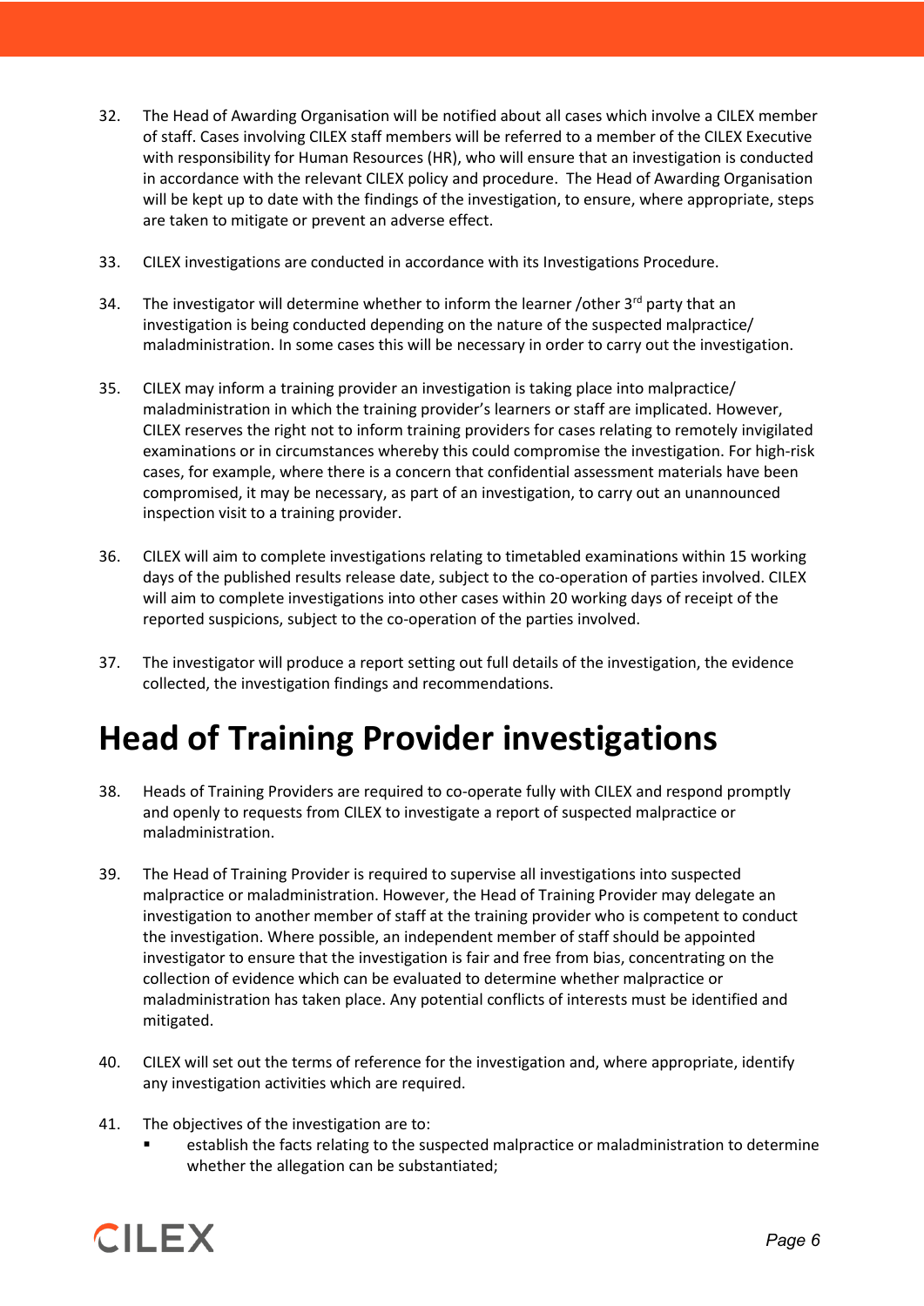32. The Head of Awarding Organisation will be notified about all cases which involve a CILEX member of staff. Cases involving CILEX staff members will be referred to a member of the CILEX Executive with responsibility for Human Resources (HR), who will ensure that an investigation is conducted in accordance with the relevant CILEX policy and procedure. The Head of Awarding Organisation will be kept up to date with the findings of the investigation, to ensure, where appropriate, steps are taken to mitigate or prevent an adverse effect.

33. CILEX investigations are conducted in accordance with its Investigations Procedure.

34. The investigator will determine whether to inform the learner /other 3rd party that an investigation is being conducted depending on the nature of the suspected malpractice/ maladministration. In some cases this will be necessary in order to carry out the investigation.

35. CILEX may inform a training provider an investigation is taking place into malpractice/ maladministration in which the training provider's learners or staff are implicated. However, CILEX reserves the right not to inform training providers for cases relating to remotely invigilated examinations or in circumstances whereby this could compromise the investigation. For high-risk cases, for example, where there is a concern that confidential assessment materials have been compromised, it may be necessary, as part of an investigation, to carry out an unannounced inspection visit to a training provider.

36. CILEX will aim to complete investigations relating to timetabled examinations within 15 working days of the published results release date, subject to the co-operation of parties involved. CILEX will aim to complete investigations into other cases within 20 working days of receipt of the reported suspicions, subject to the co-operation of the parties involved.

37. The investigator will produce a report setting out full details of the investigation, the evidence collected, the investigation findings and recommendations.

# Head of Training Provider investigations

38. Heads of Training Providers are required to co-operate fully with CILEX and respond promptly and openly to requests from CILEX to investigate a report of suspected malpractice or maladministration.

39. The Head of Training Provider is required to supervise all investigations into suspected malpractice or maladministration. However, the Head of Training Provider may delegate an investigation to another member of staff at the training provider who is competent to conduct the investigation. Where possible, an independent member of staff should be appointed investigator to ensure that the investigation is fair and free from bias, concentrating on the collection of evidence which can be evaluated to determine whether malpractice or maladministration has taken place. Any potential conflicts of interests must be identified and mitigated.

40. CILEX will set out the terms of reference for the investigation and, where appropriate, identify any investigation activities which are required.

41. The objectives of the investigation are to:
    - establish the facts relating to the suspected malpractice or maladministration to determine whether the allegation can be substantiated;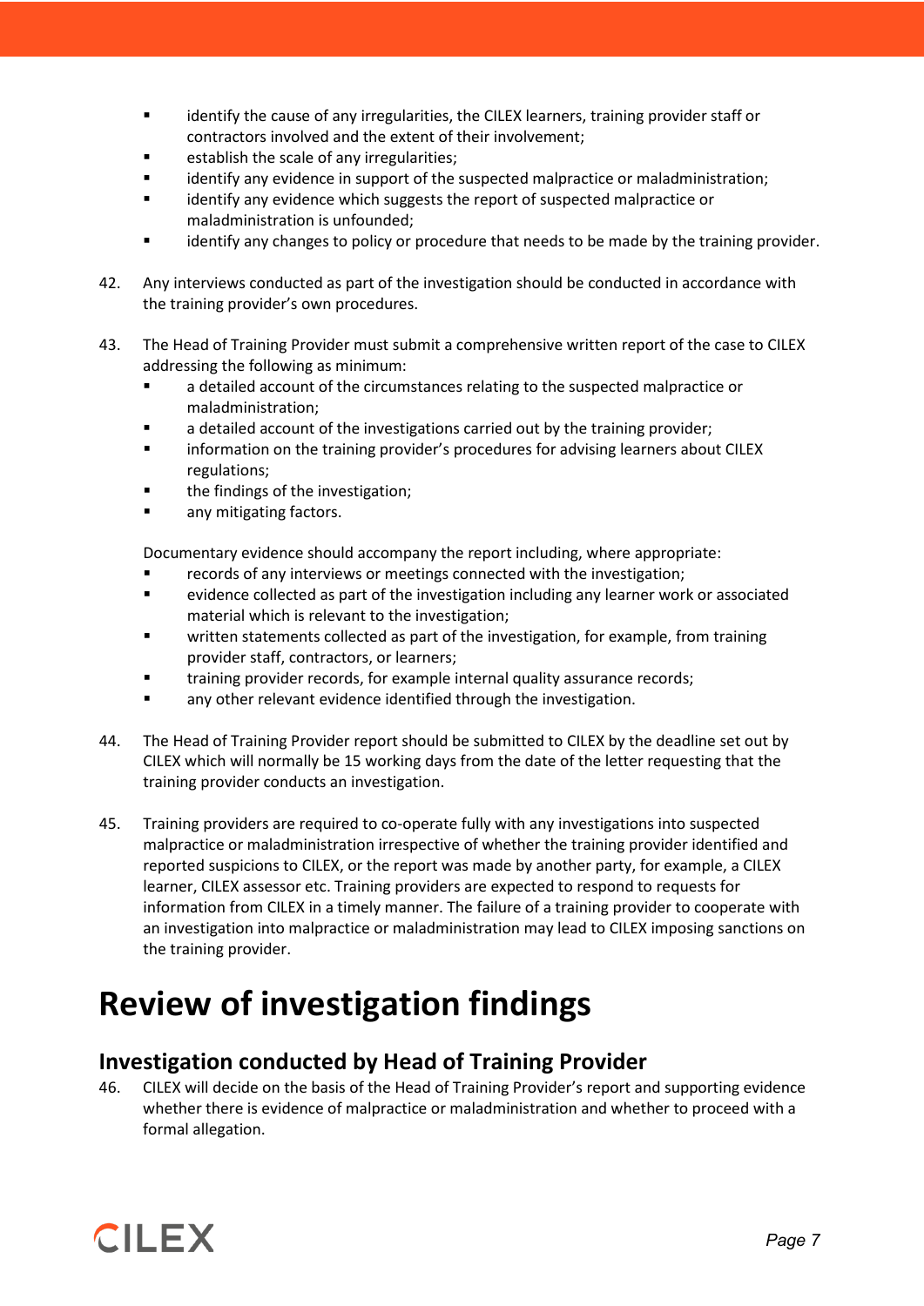- identify the cause of any irregularities, the CILEX learners, training provider staff or contractors involved and the extent of their involvement;
- establish the scale of any irregularities;
- identify any evidence in support of the suspected malpractice or maladministration;
- identify any evidence which suggests the report of suspected malpractice or maladministration is unfounded;
- identify any changes to policy or procedure that needs to be made by the training provider.

42. Any interviews conducted as part of the investigation should be conducted in accordance with the training provider's own procedures.

43. The Head of Training Provider must submit a comprehensive written report of the case to CILEX addressing the following as minimum:
    - a detailed account of the circumstances relating to the suspected malpractice or maladministration;
    - a detailed account of the investigations carried out by the training provider;
    - information on the training provider's procedures for advising learners about CILEX regulations;
    - the findings of the investigation;
    - any mitigating factors.

    Documentary evidence should accompany the report including, where appropriate:
    - records of any interviews or meetings connected with the investigation;
    - evidence collected as part of the investigation including any learner work or associated material which is relevant to the investigation;
    - written statements collected as part of the investigation, for example, from training provider staff, contractors, or learners;
    - training provider records, for example internal quality assurance records;
    - any other relevant evidence identified through the investigation.

44. The Head of Training Provider report should be submitted to CILEX by the deadline set out by CILEX which will normally be 15 working days from the date of the letter requesting that the training provider conducts an investigation.

45. Training providers are required to co-operate fully with any investigations into suspected malpractice or maladministration irrespective of whether the training provider identified and reported suspicions to CILEX, or the report was made by another party, for example, a CILEX learner, CILEX assessor etc. Training providers are expected to respond to requests for information from CILEX in a timely manner. The failure of a training provider to cooperate with an investigation into malpractice or maladministration may lead to CILEX imposing sanctions on the training provider.

# Review of investigation findings

## Investigation conducted by Head of Training Provider

46. CILEX will decide on the basis of the Head of Training Provider's report and supporting evidence whether there is evidence of malpractice or maladministration and whether to proceed with a formal allegation.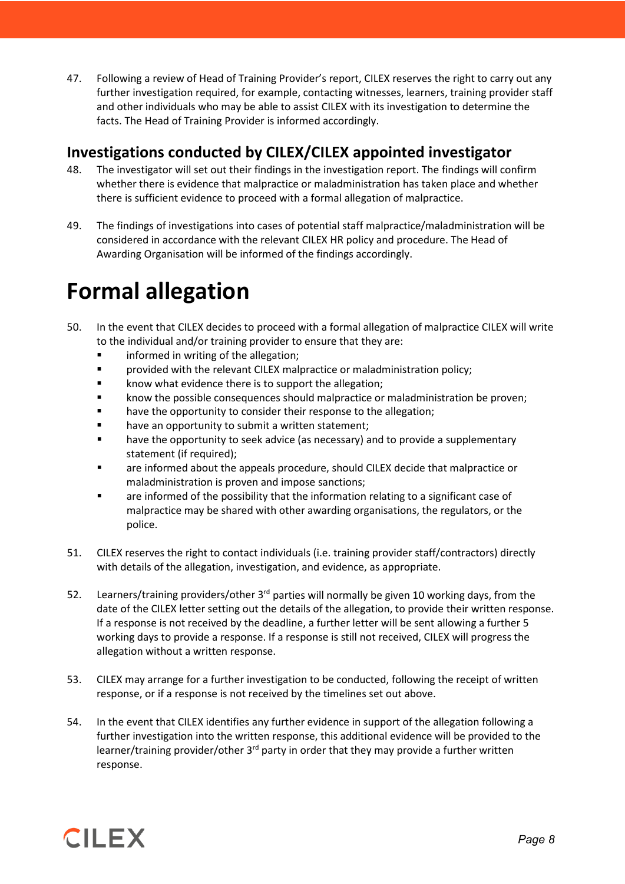47. Following a review of Head of Training Provider's report, CILEX reserves the right to carry out any further investigation required, for example, contacting witnesses, learners, training provider staff and other individuals who may be able to assist CILEX with its investigation to determine the facts. The Head of Training Provider is informed accordingly.

## Investigations conducted by CILEX/CILEX appointed investigator

48. The investigator will set out their findings in the investigation report. The findings will confirm whether there is evidence that malpractice or maladministration has taken place and whether there is sufficient evidence to proceed with a formal allegation of malpractice.

49. The findings of investigations into cases of potential staff malpractice/maladministration will be considered in accordance with the relevant CILEX HR policy and procedure. The Head of Awarding Organisation will be informed of the findings accordingly.

# Formal allegation

50. In the event that CILEX decides to proceed with a formal allegation of malpractice CILEX will write to the individual and/or training provider to ensure that they are:
    - informed in writing of the allegation;
    - provided with the relevant CILEX malpractice or maladministration policy;
    - know what evidence there is to support the allegation;
    - know the possible consequences should malpractice or maladministration be proven;
    - have the opportunity to consider their response to the allegation;
    - have an opportunity to submit a written statement;
    - have the opportunity to seek advice (as necessary) and to provide a supplementary statement (if required);
    - are informed about the appeals procedure, should CILEX decide that malpractice or maladministration is proven and impose sanctions;
    - are informed of the possibility that the information relating to a significant case of malpractice may be shared with other awarding organisations, the regulators, or the police.

51. CILEX reserves the right to contact individuals (i.e. training provider staff/contractors) directly with details of the allegation, investigation, and evidence, as appropriate.

52. Learners/training providers/other 3rd parties will normally be given 10 working days, from the date of the CILEX letter setting out the details of the allegation, to provide their written response. If a response is not received by the deadline, a further letter will be sent allowing a further 5 working days to provide a response. If a response is still not received, CILEX will progress the allegation without a written response.

53. CILEX may arrange for a further investigation to be conducted, following the receipt of written response, or if a response is not received by the timelines set out above.

54. In the event that CILEX identifies any further evidence in support of the allegation following a further investigation into the written response, this additional evidence will be provided to the learner/training provider/other 3rd party in order that they may provide a further written response.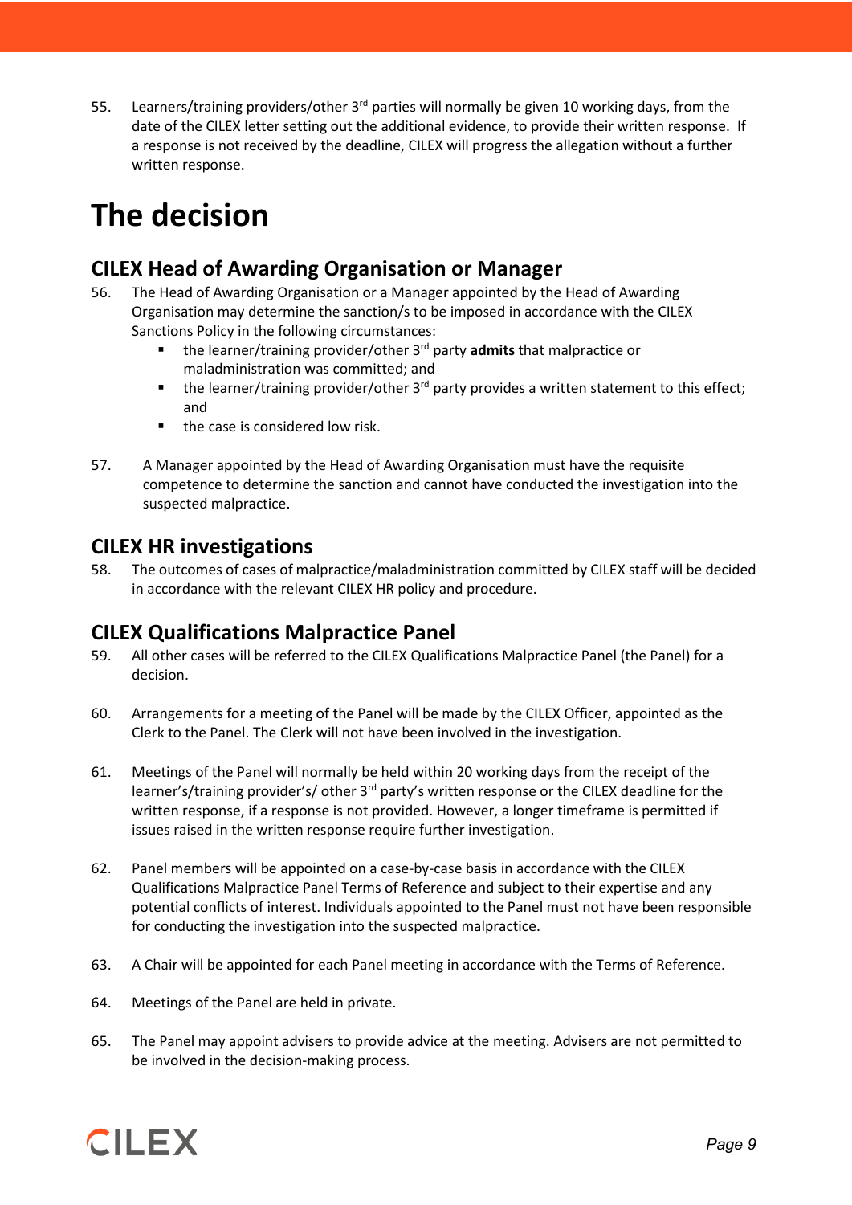55. Learners/training providers/other 3rd parties will normally be given 10 working days, from the date of the CILEX letter setting out the additional evidence, to provide their written response. If a response is not received by the deadline, CILEX will progress the allegation without a further written response.

# The decision

## CILEX Head of Awarding Organisation or Manager

56. The Head of Awarding Organisation or a Manager appointed by the Head of Awarding Organisation may determine the sanction/s to be imposed in accordance with the CILEX Sanctions Policy in the following circumstances:
    - the learner/training provider/other 3rd party **admits** that malpractice or maladministration was committed; and
    - the learner/training provider/other 3rd party provides a written statement to this effect; and
    - the case is considered low risk.

57. A Manager appointed by the Head of Awarding Organisation must have the requisite competence to determine the sanction and cannot have conducted the investigation into the suspected malpractice.

## CILEX HR investigations

58. The outcomes of cases of malpractice/maladministration committed by CILEX staff will be decided in accordance with the relevant CILEX HR policy and procedure.

## CILEX Qualifications Malpractice Panel

59. All other cases will be referred to the CILEX Qualifications Malpractice Panel (the Panel) for a decision.

60. Arrangements for a meeting of the Panel will be made by the CILEX Officer, appointed as the Clerk to the Panel. The Clerk will not have been involved in the investigation.

61. Meetings of the Panel will normally be held within 20 working days from the receipt of the learner's/training provider's/ other 3rd party's written response or the CILEX deadline for the written response, if a response is not provided. However, a longer timeframe is permitted if issues raised in the written response require further investigation.

62. Panel members will be appointed on a case-by-case basis in accordance with the CILEX Qualifications Malpractice Panel Terms of Reference and subject to their expertise and any potential conflicts of interest. Individuals appointed to the Panel must not have been responsible for conducting the investigation into the suspected malpractice.

63. A Chair will be appointed for each Panel meeting in accordance with the Terms of Reference.

64. Meetings of the Panel are held in private.

65. The Panel may appoint advisers to provide advice at the meeting. Advisers are not permitted to be involved in the decision-making process.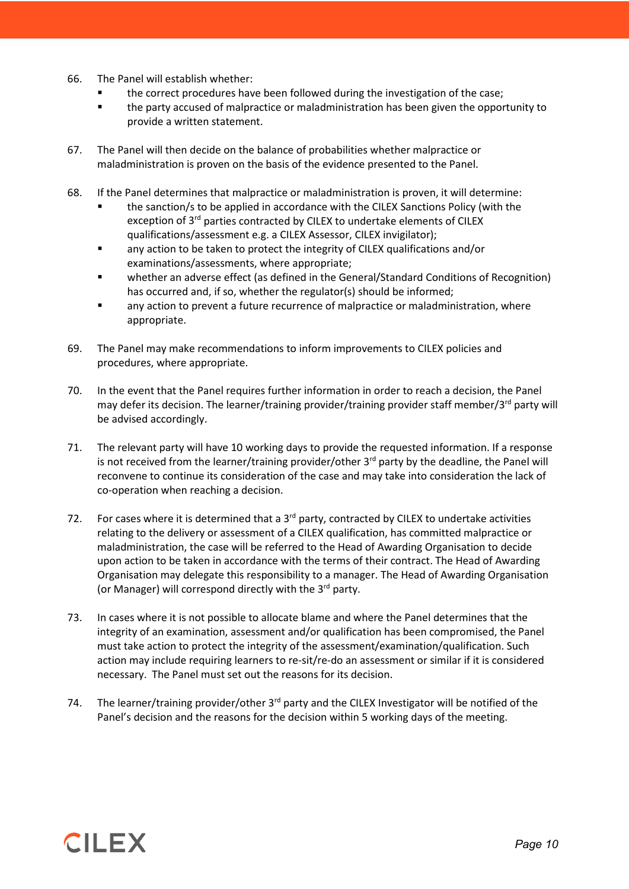66. The Panel will establish whether:
    - the correct procedures have been followed during the investigation of the case;
    - the party accused of malpractice or maladministration has been given the opportunity to provide a written statement.

67. The Panel will then decide on the balance of probabilities whether malpractice or maladministration is proven on the basis of the evidence presented to the Panel.

68. If the Panel determines that malpractice or maladministration is proven, it will determine:
    - the sanction/s to be applied in accordance with the CILEX Sanctions Policy (with the exception of 3rd parties contracted by CILEX to undertake elements of CILEX qualifications/assessment e.g. a CILEX Assessor, CILEX invigilator);
    - any action to be taken to protect the integrity of CILEX qualifications and/or examinations/assessments, where appropriate;
    - whether an adverse effect (as defined in the General/Standard Conditions of Recognition) has occurred and, if so, whether the regulator(s) should be informed;
    - any action to prevent a future recurrence of malpractice or maladministration, where appropriate.

69. The Panel may make recommendations to inform improvements to CILEX policies and procedures, where appropriate.

70. In the event that the Panel requires further information in order to reach a decision, the Panel may defer its decision. The learner/training provider/training provider staff member/3rd party will be advised accordingly.

71. The relevant party will have 10 working days to provide the requested information. If a response is not received from the learner/training provider/other 3rd party by the deadline, the Panel will reconvene to continue its consideration of the case and may take into consideration the lack of co-operation when reaching a decision.

72. For cases where it is determined that a 3rd party, contracted by CILEX to undertake activities relating to the delivery or assessment of a CILEX qualification, has committed malpractice or maladministration, the case will be referred to the Head of Awarding Organisation to decide upon action to be taken in accordance with the terms of their contract. The Head of Awarding Organisation may delegate this responsibility to a manager. The Head of Awarding Organisation (or Manager) will correspond directly with the 3rd party.

73. In cases where it is not possible to allocate blame and where the Panel determines that the integrity of an examination, assessment and/or qualification has been compromised, the Panel must take action to protect the integrity of the assessment/examination/qualification. Such action may include requiring learners to re-sit/re-do an assessment or similar if it is considered necessary. The Panel must set out the reasons for its decision.

74. The learner/training provider/other 3rd party and the CILEX Investigator will be notified of the Panel's decision and the reasons for the decision within 5 working days of the meeting.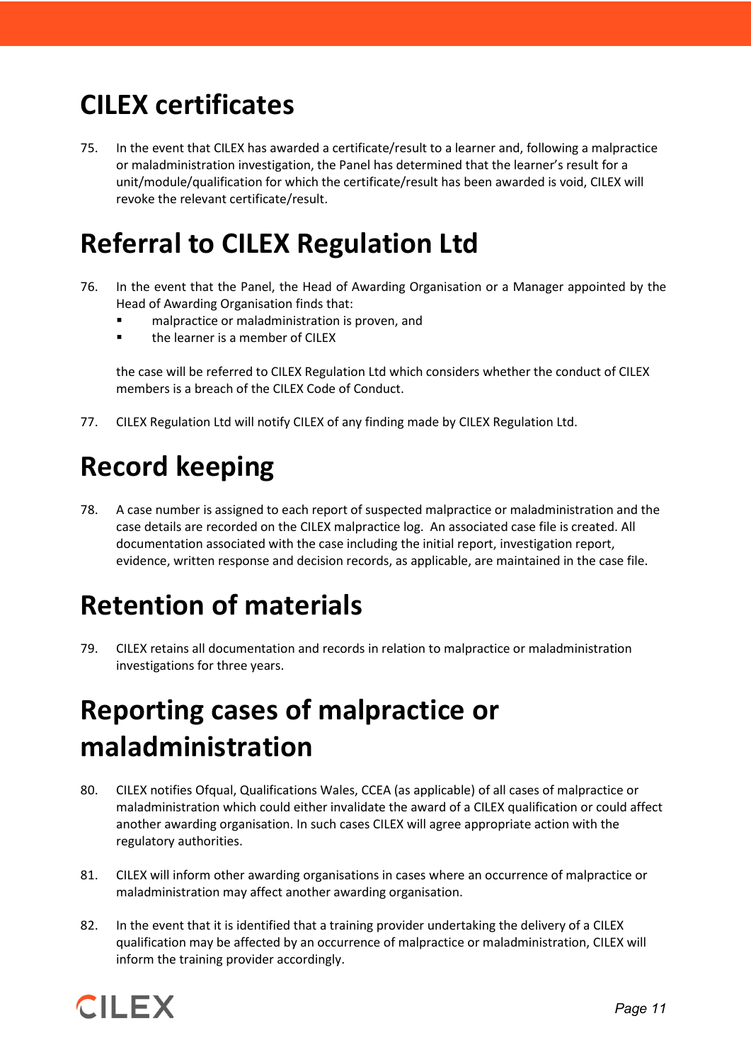# CILEX certificates

75. In the event that CILEX has awarded a certificate/result to a learner and, following a malpractice or maladministration investigation, the Panel has determined that the learner's result for a unit/module/qualification for which the certificate/result has been awarded is void, CILEX will revoke the relevant certificate/result.

# Referral to CILEX Regulation Ltd

76. In the event that the Panel, the Head of Awarding Organisation or a Manager appointed by the Head of Awarding Organisation finds that:
    - malpractice or maladministration is proven, and
    - the learner is a member of CILEX

    the case will be referred to CILEX Regulation Ltd which considers whether the conduct of CILEX members is a breach of the CILEX Code of Conduct.

77. CILEX Regulation Ltd will notify CILEX of any finding made by CILEX Regulation Ltd.

# Record keeping

78. A case number is assigned to each report of suspected malpractice or maladministration and the case details are recorded on the CILEX malpractice log. An associated case file is created. All documentation associated with the case including the initial report, investigation report, evidence, written response and decision records, as applicable, are maintained in the case file.

# Retention of materials

79. CILEX retains all documentation and records in relation to malpractice or maladministration investigations for three years.

# Reporting cases of malpractice or maladministration

80. CILEX notifies Ofqual, Qualifications Wales, CCEA (as applicable) of all cases of malpractice or maladministration which could either invalidate the award of a CILEX qualification or could affect another awarding organisation. In such cases CILEX will agree appropriate action with the regulatory authorities.

81. CILEX will inform other awarding organisations in cases where an occurrence of malpractice or maladministration may affect another awarding organisation.

82. In the event that it is identified that a training provider undertaking the delivery of a CILEX qualification may be affected by an occurrence of malpractice or maladministration, CILEX will inform the training provider accordingly.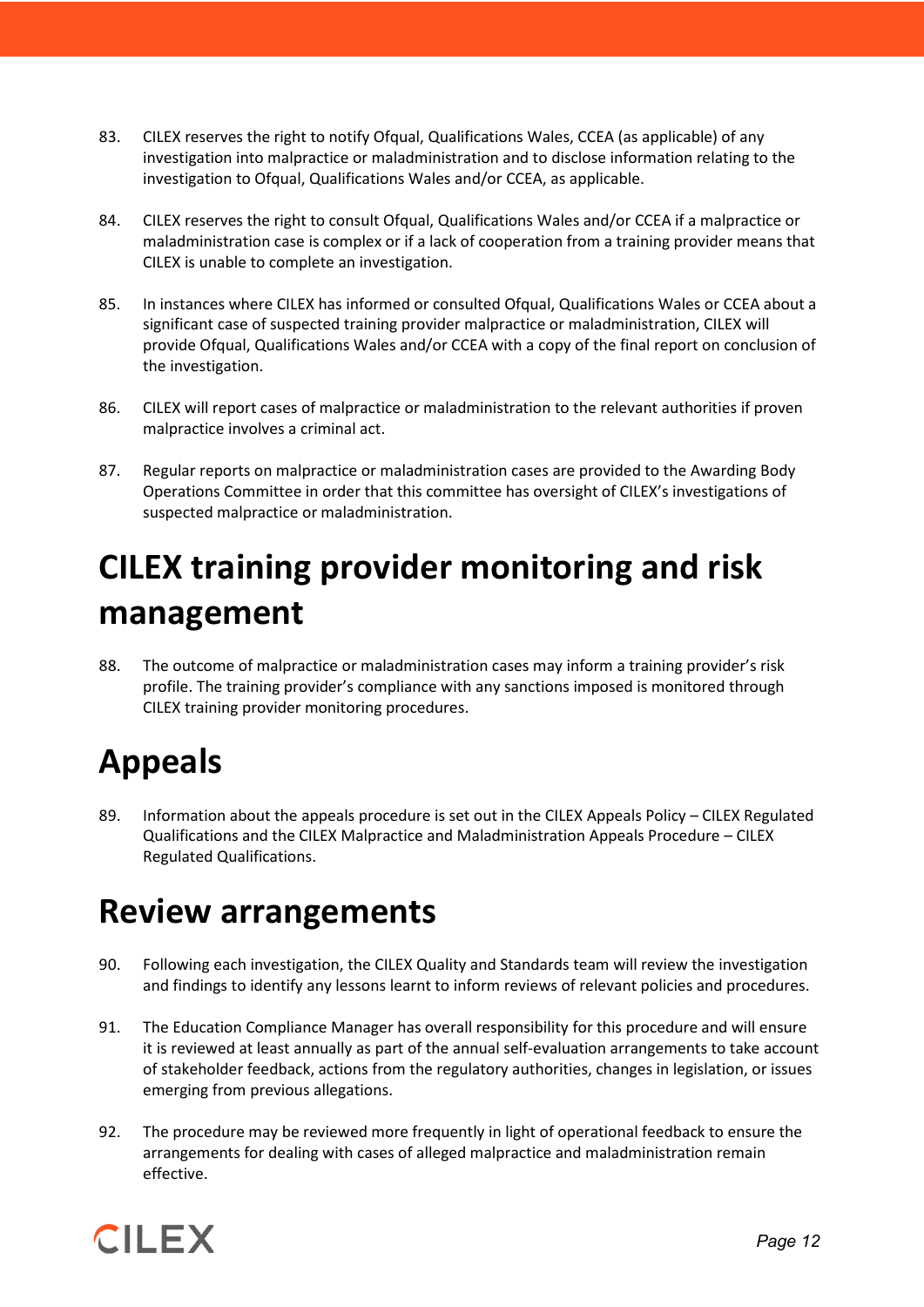83. CILEX reserves the right to notify Ofqual, Qualifications Wales, CCEA (as applicable) of any investigation into malpractice or maladministration and to disclose information relating to the investigation to Ofqual, Qualifications Wales and/or CCEA, as applicable.

84. CILEX reserves the right to consult Ofqual, Qualifications Wales and/or CCEA if a malpractice or maladministration case is complex or if a lack of cooperation from a training provider means that CILEX is unable to complete an investigation.

85. In instances where CILEX has informed or consulted Ofqual, Qualifications Wales or CCEA about a significant case of suspected training provider malpractice or maladministration, CILEX will provide Ofqual, Qualifications Wales and/or CCEA with a copy of the final report on conclusion of the investigation.

86. CILEX will report cases of malpractice or maladministration to the relevant authorities if proven malpractice involves a criminal act.

87. Regular reports on malpractice or maladministration cases are provided to the Awarding Body Operations Committee in order that this committee has oversight of CILEX's investigations of suspected malpractice or maladministration.

# CILEX training provider monitoring and risk management

88. The outcome of malpractice or maladministration cases may inform a training provider's risk profile. The training provider's compliance with any sanctions imposed is monitored through CILEX training provider monitoring procedures.

# Appeals

89. Information about the appeals procedure is set out in the CILEX Appeals Policy – CILEX Regulated Qualifications and the CILEX Malpractice and Maladministration Appeals Procedure – CILEX Regulated Qualifications.

# Review arrangements

90. Following each investigation, the CILEX Quality and Standards team will review the investigation and findings to identify any lessons learnt to inform reviews of relevant policies and procedures.

91. The Education Compliance Manager has overall responsibility for this procedure and will ensure it is reviewed at least annually as part of the annual self-evaluation arrangements to take account of stakeholder feedback, actions from the regulatory authorities, changes in legislation, or issues emerging from previous allegations.

92. The procedure may be reviewed more frequently in light of operational feedback to ensure the arrangements for dealing with cases of alleged malpractice and maladministration remain effective.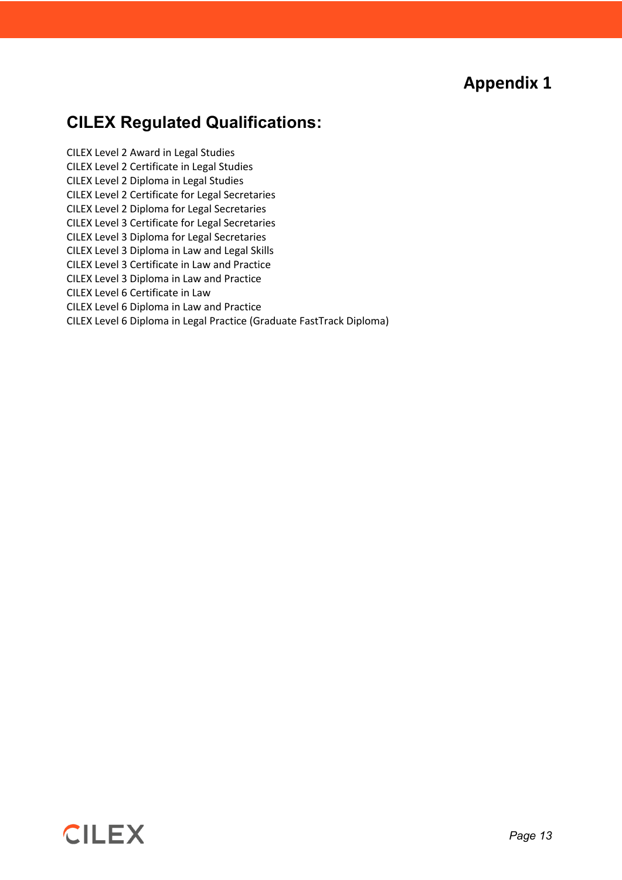# Appendix 1

## CILEX Regulated Qualifications:

CILEX Level 2 Award in Legal Studies
CILEX Level 2 Certificate in Legal Studies
CILEX Level 2 Diploma in Legal Studies
CILEX Level 2 Certificate for Legal Secretaries
CILEX Level 2 Diploma for Legal Secretaries
CILEX Level 3 Certificate for Legal Secretaries
CILEX Level 3 Diploma for Legal Secretaries
CILEX Level 3 Diploma in Law and Legal Skills
CILEX Level 3 Certificate in Law and Practice
CILEX Level 3 Diploma in Law and Practice
CILEX Level 6 Certificate in Law
CILEX Level 6 Diploma in Law and Practice
CILEX Level 6 Diploma in Legal Practice (Graduate FastTrack Diploma)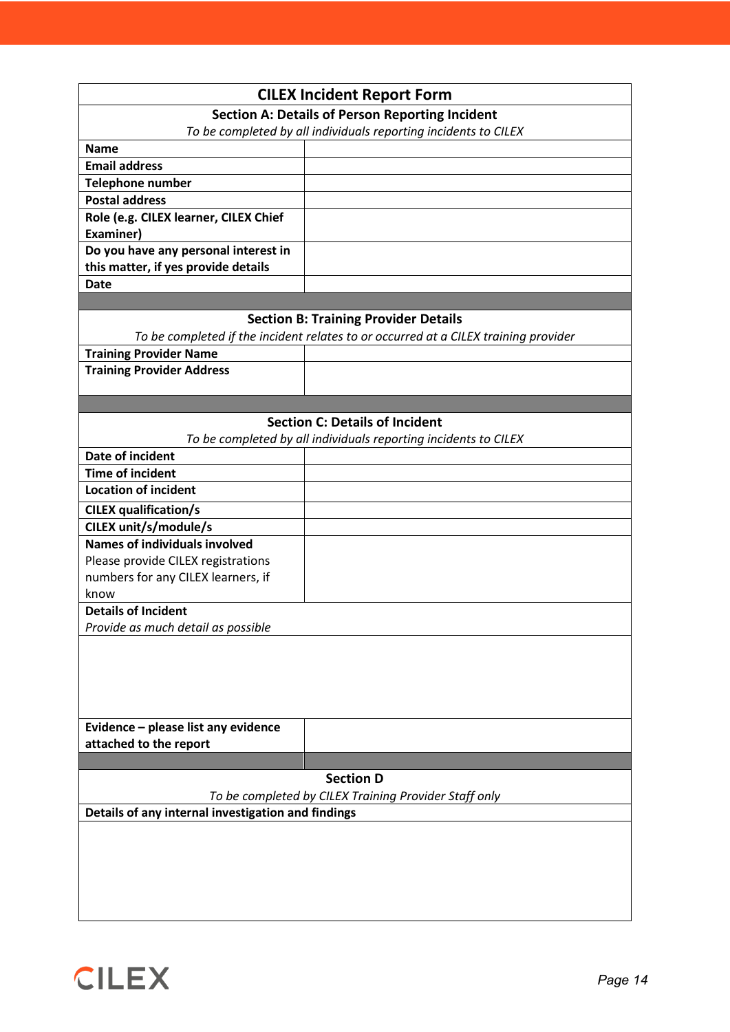| CILEX Incident Report Form | |
|---|---|
| **Section A: Details of Person Reporting Incident** *To be completed by all individuals reporting incidents to CILEX* | |
| **Name** | |
| **Email address** | |
| **Telephone number** | |
| **Postal address** | |
| **Role (e.g. CILEX learner, CILEX Chief Examiner)** | |
| **Do you have any personal interest in this matter, if yes provide details** | |
| **Date** | |
| | |
| **Section B: Training Provider Details** *To be completed if the incident relates to or occurred at a CILEX training provider* | |
| **Training Provider Name** | |
| **Training Provider Address** | |
| | |
| **Section C: Details of Incident** *To be completed by all individuals reporting incidents to CILEX* | |
| **Date of incident** | |
| **Time of incident** | |
| **Location of incident** | |
| **CILEX qualification/s** | |
| **CILEX unit/s/module/s** | |
| **Names of individuals involved** Please provide CILEX registrations numbers for any CILEX learners, if know | |
| **Details of Incident** *Provide as much detail as possible* | |
| | |
| **Evidence – please list any evidence attached to the report** | |
| | |
| **Section D** *To be completed by CILEX Training Provider Staff only* | |
| **Details of any internal investigation and findings** | |
| | |